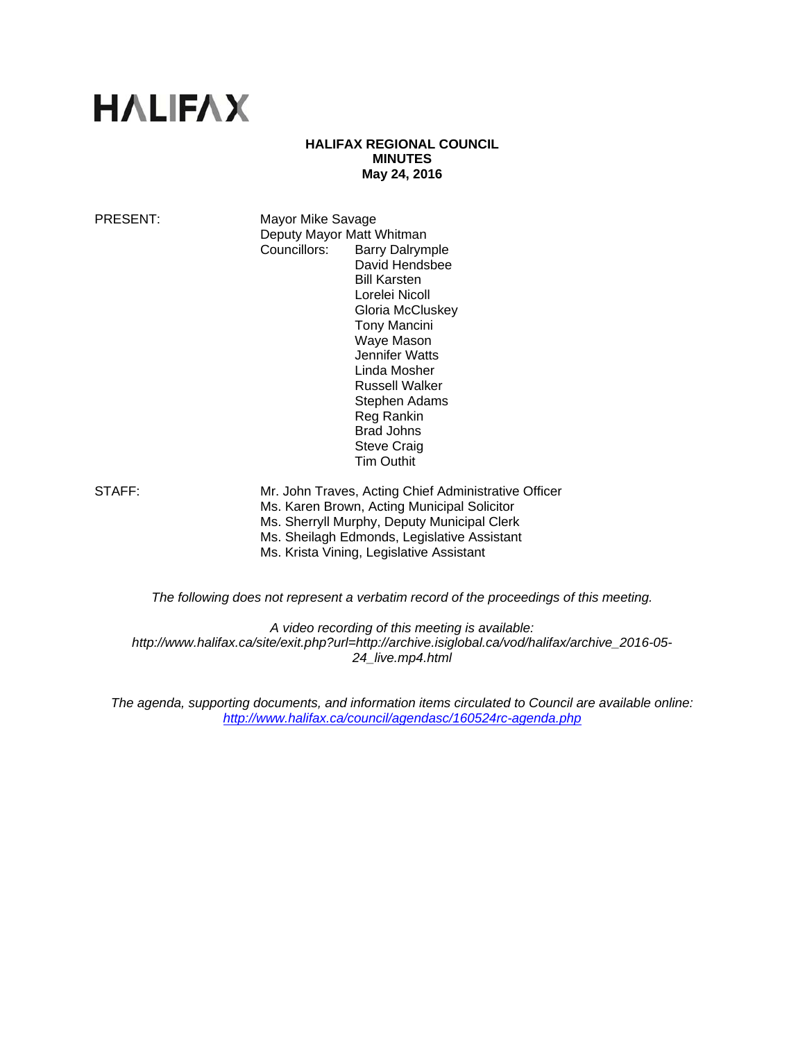# HALIFAX

**HALIFAX REGIONAL COUNCIL**
**MINUTES**
**May 24, 2016**

PRESENT: Mayor Mike Savage
Deputy Mayor Matt Whitman
Councillors: Barry Dalrymple
David Hendsbee
Bill Karsten
Lorelei Nicoll
Gloria McCluskey
Tony Mancini
Waye Mason
Jennifer Watts
Linda Mosher
Russell Walker
Stephen Adams
Reg Rankin
Brad Johns
Steve Craig
Tim Outhit

STAFF: Mr. John Traves, Acting Chief Administrative Officer
Ms. Karen Brown, Acting Municipal Solicitor
Ms. Sherryll Murphy, Deputy Municipal Clerk
Ms. Sheilagh Edmonds, Legislative Assistant
Ms. Krista Vining, Legislative Assistant

*The following does not represent a verbatim record of the proceedings of this meeting.*

*A video recording of this meeting is available:*
*http://www.halifax.ca/site/exit.php?url=http://archive.isiglobal.ca/vod/halifax/archive_2016-05-24_live.mp4.html*

*The agenda, supporting documents, and information items circulated to Council are available online:*
*http://www.halifax.ca/council/agendasc/160524rc-agenda.php*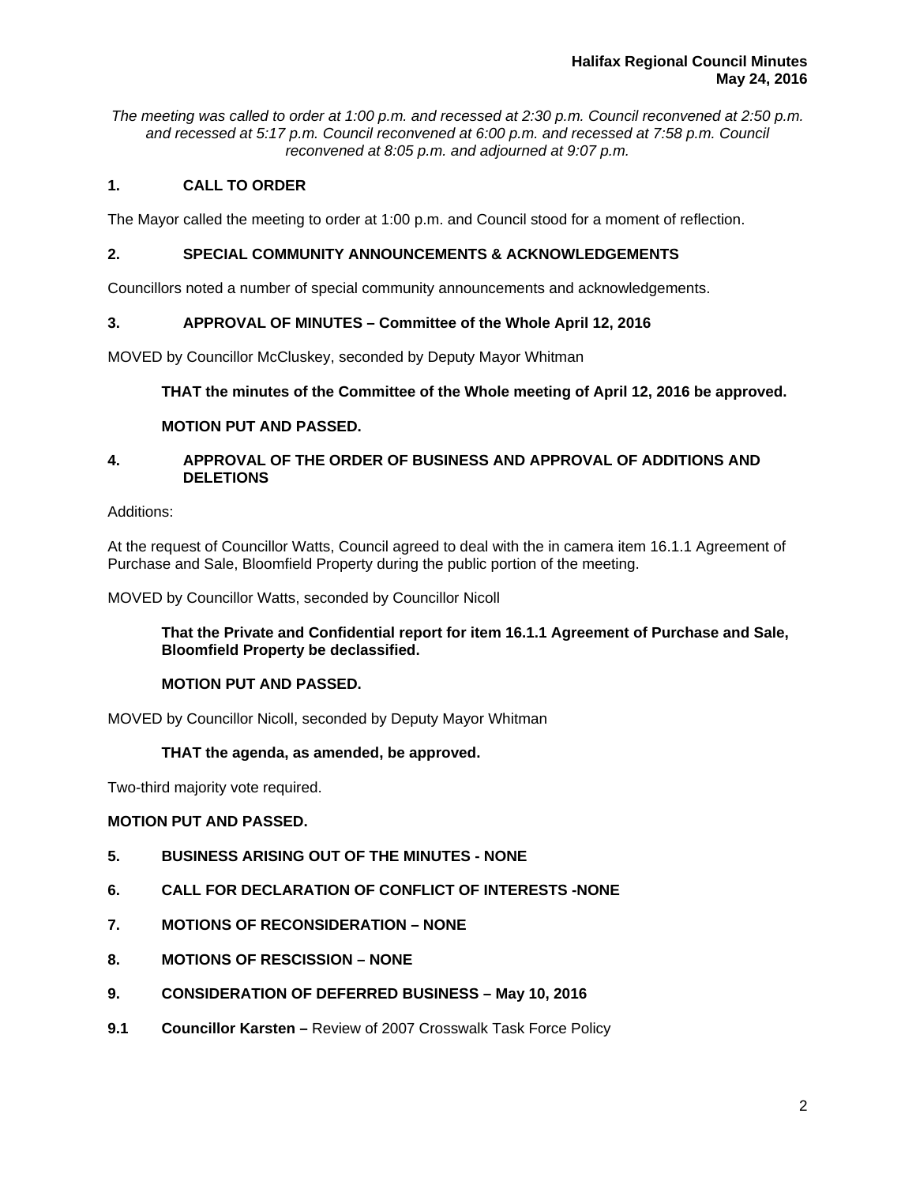*The meeting was called to order at 1:00 p.m. and recessed at 2:30 p.m. Council reconvened at 2:50 p.m. and recessed at 5:17 p.m. Council reconvened at 6:00 p.m. and recessed at 7:58 p.m. Council reconvened at 8:05 p.m. and adjourned at 9:07 p.m.*

## 1. CALL TO ORDER

The Mayor called the meeting to order at 1:00 p.m. and Council stood for a moment of reflection.

## 2. SPECIAL COMMUNITY ANNOUNCEMENTS & ACKNOWLEDGEMENTS

Councillors noted a number of special community announcements and acknowledgements.

## 3. APPROVAL OF MINUTES – Committee of the Whole April 12, 2016

MOVED by Councillor McCluskey, seconded by Deputy Mayor Whitman

**THAT the minutes of the Committee of the Whole meeting of April 12, 2016 be approved.**

**MOTION PUT AND PASSED.**

## 4. APPROVAL OF THE ORDER OF BUSINESS AND APPROVAL OF ADDITIONS AND DELETIONS

Additions:

At the request of Councillor Watts, Council agreed to deal with the in camera item 16.1.1 Agreement of Purchase and Sale, Bloomfield Property during the public portion of the meeting.

MOVED by Councillor Watts, seconded by Councillor Nicoll

**That the Private and Confidential report for item 16.1.1 Agreement of Purchase and Sale, Bloomfield Property be declassified.**

**MOTION PUT AND PASSED.**

MOVED by Councillor Nicoll, seconded by Deputy Mayor Whitman

**THAT the agenda, as amended, be approved.**

Two-third majority vote required.

**MOTION PUT AND PASSED.**

## 5. BUSINESS ARISING OUT OF THE MINUTES - NONE

## 6. CALL FOR DECLARATION OF CONFLICT OF INTERESTS -NONE

## 7. MOTIONS OF RECONSIDERATION – NONE

## 8. MOTIONS OF RESCISSION – NONE

## 9. CONSIDERATION OF DEFERRED BUSINESS – May 10, 2016

### 9.1 Councillor Karsten – Review of 2007 Crosswalk Task Force Policy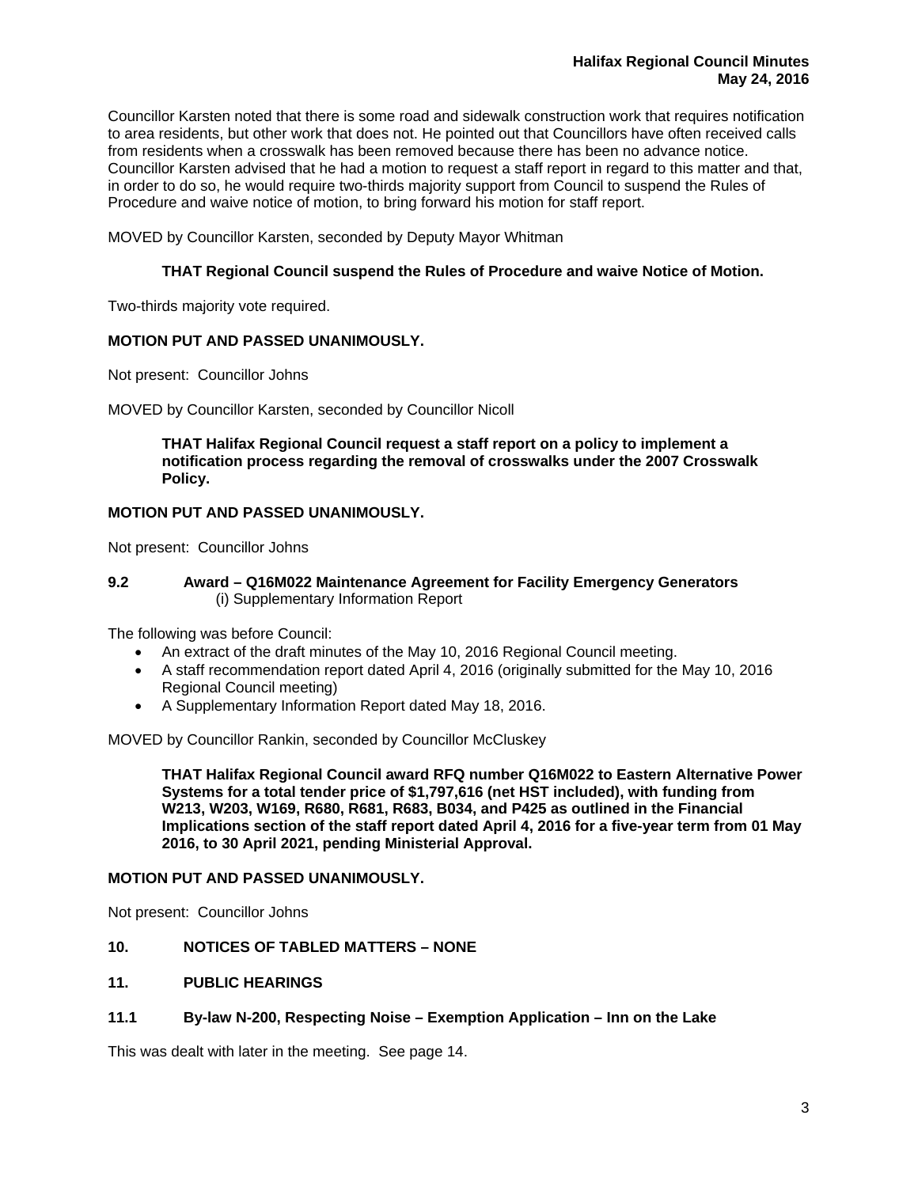Councillor Karsten noted that there is some road and sidewalk construction work that requires notification to area residents, but other work that does not. He pointed out that Councillors have often received calls from residents when a crosswalk has been removed because there has been no advance notice. Councillor Karsten advised that he had a motion to request a staff report in regard to this matter and that, in order to do so, he would require two-thirds majority support from Council to suspend the Rules of Procedure and waive notice of motion, to bring forward his motion for staff report.

MOVED by Councillor Karsten, seconded by Deputy Mayor Whitman

**THAT Regional Council suspend the Rules of Procedure and waive Notice of Motion.**

Two-thirds majority vote required.

**MOTION PUT AND PASSED UNANIMOUSLY.**

Not present: Councillor Johns

MOVED by Councillor Karsten, seconded by Councillor Nicoll

**THAT Halifax Regional Council request a staff report on a policy to implement a notification process regarding the removal of crosswalks under the 2007 Crosswalk Policy.**

**MOTION PUT AND PASSED UNANIMOUSLY.**

Not present: Councillor Johns

### 9.2 Award – Q16M022 Maintenance Agreement for Facility Emergency Generators

(i) Supplementary Information Report

The following was before Council:

- An extract of the draft minutes of the May 10, 2016 Regional Council meeting.
- A staff recommendation report dated April 4, 2016 (originally submitted for the May 10, 2016 Regional Council meeting)
- A Supplementary Information Report dated May 18, 2016.

MOVED by Councillor Rankin, seconded by Councillor McCluskey

**THAT Halifax Regional Council award RFQ number Q16M022 to Eastern Alternative Power Systems for a total tender price of $1,797,616 (net HST included), with funding from W213, W203, W169, R680, R681, R683, B034, and P425 as outlined in the Financial Implications section of the staff report dated April 4, 2016 for a five-year term from 01 May 2016, to 30 April 2021, pending Ministerial Approval.**

**MOTION PUT AND PASSED UNANIMOUSLY.**

Not present: Councillor Johns

## 10. NOTICES OF TABLED MATTERS – NONE

## 11. PUBLIC HEARINGS

### 11.1 By-law N-200, Respecting Noise – Exemption Application – Inn on the Lake

This was dealt with later in the meeting. See page 14.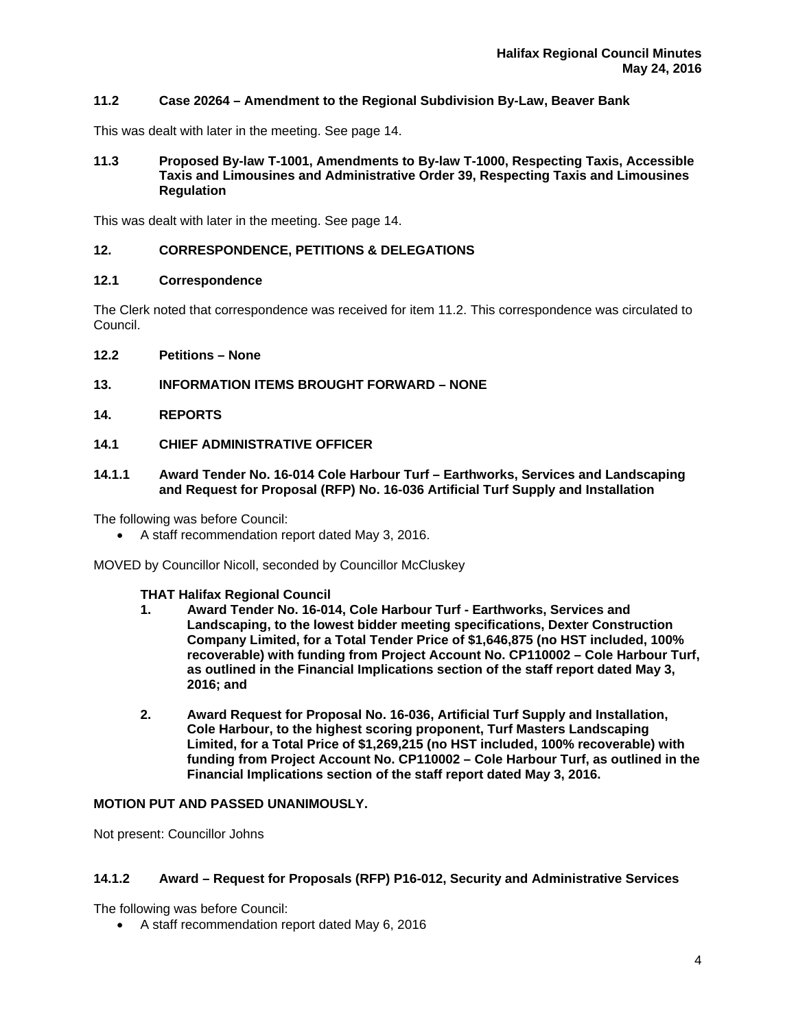### 11.2 Case 20264 – Amendment to the Regional Subdivision By-Law, Beaver Bank

This was dealt with later in the meeting. See page 14.

### 11.3 Proposed By-law T-1001, Amendments to By-law T-1000, Respecting Taxis, Accessible Taxis and Limousines and Administrative Order 39, Respecting Taxis and Limousines Regulation

This was dealt with later in the meeting. See page 14.

## 12. CORRESPONDENCE, PETITIONS & DELEGATIONS

### 12.1 Correspondence

The Clerk noted that correspondence was received for item 11.2. This correspondence was circulated to Council.

### 12.2 Petitions – None

## 13. INFORMATION ITEMS BROUGHT FORWARD – NONE

## 14. REPORTS

### 14.1 CHIEF ADMINISTRATIVE OFFICER

### 14.1.1 Award Tender No. 16-014 Cole Harbour Turf – Earthworks, Services and Landscaping and Request for Proposal (RFP) No. 16-036 Artificial Turf Supply and Installation

The following was before Council:

- A staff recommendation report dated May 3, 2016.

MOVED by Councillor Nicoll, seconded by Councillor McCluskey

**THAT Halifax Regional Council**

1. **Award Tender No. 16-014, Cole Harbour Turf - Earthworks, Services and Landscaping, to the lowest bidder meeting specifications, Dexter Construction Company Limited, for a Total Tender Price of $1,646,875 (no HST included, 100% recoverable) with funding from Project Account No. CP110002 – Cole Harbour Turf, as outlined in the Financial Implications section of the staff report dated May 3, 2016; and**

2. **Award Request for Proposal No. 16-036, Artificial Turf Supply and Installation, Cole Harbour, to the highest scoring proponent, Turf Masters Landscaping Limited, for a Total Price of $1,269,215 (no HST included, 100% recoverable) with funding from Project Account No. CP110002 – Cole Harbour Turf, as outlined in the Financial Implications section of the staff report dated May 3, 2016.**

**MOTION PUT AND PASSED UNANIMOUSLY.**

Not present: Councillor Johns

### 14.1.2 Award – Request for Proposals (RFP) P16-012, Security and Administrative Services

The following was before Council:

- A staff recommendation report dated May 6, 2016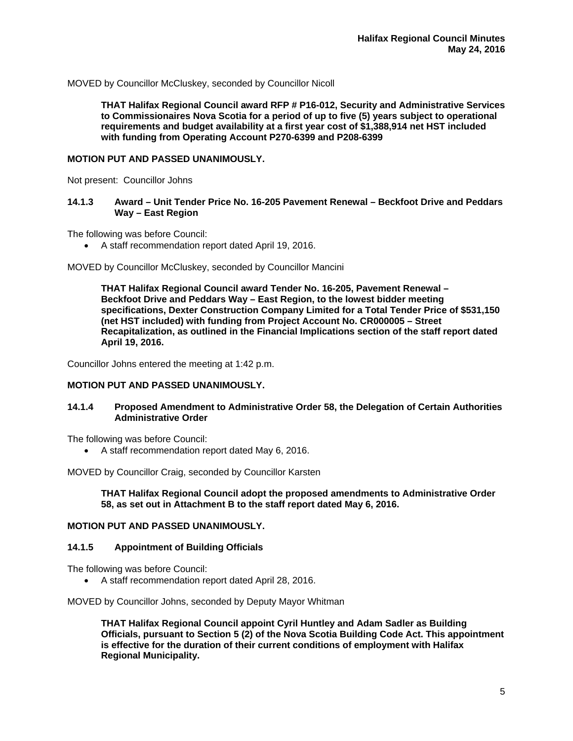MOVED by Councillor McCluskey, seconded by Councillor Nicoll

> **THAT Halifax Regional Council award RFP # P16-012, Security and Administrative Services to Commissionaires Nova Scotia for a period of up to five (5) years subject to operational requirements and budget availability at a first year cost of $1,388,914 net HST included with funding from Operating Account P270-6399 and P208-6399**

**MOTION PUT AND PASSED UNANIMOUSLY.**

Not present: Councillor Johns

### 14.1.3 Award – Unit Tender Price No. 16-205 Pavement Renewal – Beckfoot Drive and Peddars Way – East Region

The following was before Council:

- A staff recommendation report dated April 19, 2016.

MOVED by Councillor McCluskey, seconded by Councillor Mancini

> **THAT Halifax Regional Council award Tender No. 16-205, Pavement Renewal – Beckfoot Drive and Peddars Way – East Region, to the lowest bidder meeting specifications, Dexter Construction Company Limited for a Total Tender Price of $531,150 (net HST included) with funding from Project Account No. CR000005 – Street Recapitalization, as outlined in the Financial Implications section of the staff report dated April 19, 2016.**

Councillor Johns entered the meeting at 1:42 p.m.

**MOTION PUT AND PASSED UNANIMOUSLY.**

### 14.1.4 Proposed Amendment to Administrative Order 58, the Delegation of Certain Authorities Administrative Order

The following was before Council:

- A staff recommendation report dated May 6, 2016.

MOVED by Councillor Craig, seconded by Councillor Karsten

> **THAT Halifax Regional Council adopt the proposed amendments to Administrative Order 58, as set out in Attachment B to the staff report dated May 6, 2016.**

**MOTION PUT AND PASSED UNANIMOUSLY.**

### 14.1.5 Appointment of Building Officials

The following was before Council:

- A staff recommendation report dated April 28, 2016.

MOVED by Councillor Johns, seconded by Deputy Mayor Whitman

> **THAT Halifax Regional Council appoint Cyril Huntley and Adam Sadler as Building Officials, pursuant to Section 5 (2) of the Nova Scotia Building Code Act. This appointment is effective for the duration of their current conditions of employment with Halifax Regional Municipality.**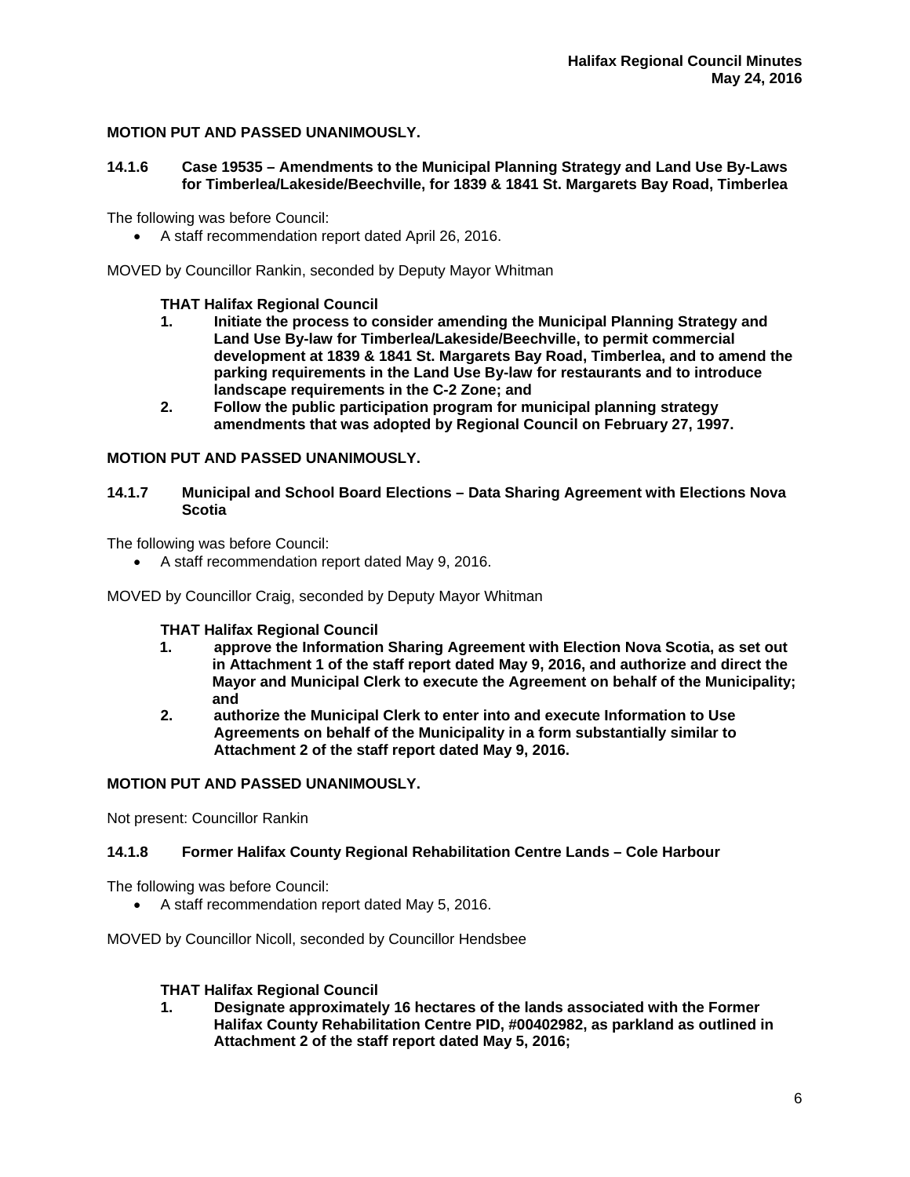**MOTION PUT AND PASSED UNANIMOUSLY.**

### 14.1.6 Case 19535 – Amendments to the Municipal Planning Strategy and Land Use By-Laws for Timberlea/Lakeside/Beechville, for 1839 & 1841 St. Margarets Bay Road, Timberlea

The following was before Council:

- A staff recommendation report dated April 26, 2016.

MOVED by Councillor Rankin, seconded by Deputy Mayor Whitman

**THAT Halifax Regional Council**

1. **Initiate the process to consider amending the Municipal Planning Strategy and Land Use By-law for Timberlea/Lakeside/Beechville, to permit commercial development at 1839 & 1841 St. Margarets Bay Road, Timberlea, and to amend the parking requirements in the Land Use By-law for restaurants and to introduce landscape requirements in the C-2 Zone; and**
2. **Follow the public participation program for municipal planning strategy amendments that was adopted by Regional Council on February 27, 1997.**

**MOTION PUT AND PASSED UNANIMOUSLY.**

### 14.1.7 Municipal and School Board Elections – Data Sharing Agreement with Elections Nova Scotia

The following was before Council:

- A staff recommendation report dated May 9, 2016.

MOVED by Councillor Craig, seconded by Deputy Mayor Whitman

**THAT Halifax Regional Council**

1. **approve the Information Sharing Agreement with Election Nova Scotia, as set out in Attachment 1 of the staff report dated May 9, 2016, and authorize and direct the Mayor and Municipal Clerk to execute the Agreement on behalf of the Municipality; and**
2. **authorize the Municipal Clerk to enter into and execute Information to Use Agreements on behalf of the Municipality in a form substantially similar to Attachment 2 of the staff report dated May 9, 2016.**

**MOTION PUT AND PASSED UNANIMOUSLY.**

Not present: Councillor Rankin

### 14.1.8 Former Halifax County Regional Rehabilitation Centre Lands – Cole Harbour

The following was before Council:

- A staff recommendation report dated May 5, 2016.

MOVED by Councillor Nicoll, seconded by Councillor Hendsbee

**THAT Halifax Regional Council**

1. **Designate approximately 16 hectares of the lands associated with the Former Halifax County Rehabilitation Centre PID, #00402982, as parkland as outlined in Attachment 2 of the staff report dated May 5, 2016;**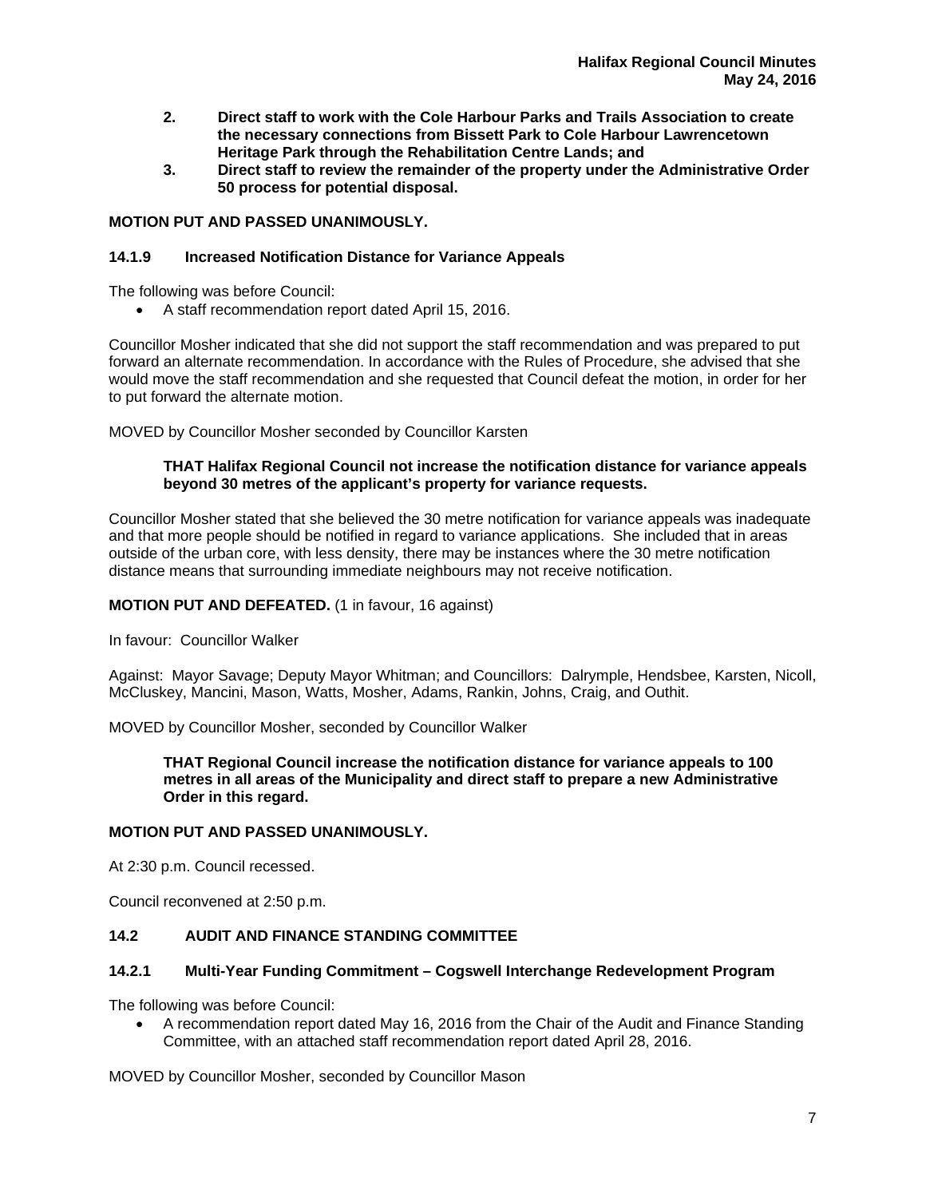2. **Direct staff to work with the Cole Harbour Parks and Trails Association to create the necessary connections from Bissett Park to Cole Harbour Lawrencetown Heritage Park through the Rehabilitation Centre Lands; and**
3. **Direct staff to review the remainder of the property under the Administrative Order 50 process for potential disposal.**

**MOTION PUT AND PASSED UNANIMOUSLY.**

### 14.1.9 Increased Notification Distance for Variance Appeals

The following was before Council:

- A staff recommendation report dated April 15, 2016.

Councillor Mosher indicated that she did not support the staff recommendation and was prepared to put forward an alternate recommendation. In accordance with the Rules of Procedure, she advised that she would move the staff recommendation and she requested that Council defeat the motion, in order for her to put forward the alternate motion.

MOVED by Councillor Mosher seconded by Councillor Karsten

> **THAT Halifax Regional Council not increase the notification distance for variance appeals beyond 30 metres of the applicant's property for variance requests.**

Councillor Mosher stated that she believed the 30 metre notification for variance appeals was inadequate and that more people should be notified in regard to variance applications. She included that in areas outside of the urban core, with less density, there may be instances where the 30 metre notification distance means that surrounding immediate neighbours may not receive notification.

**MOTION PUT AND DEFEATED.** (1 in favour, 16 against)

In favour: Councillor Walker

Against: Mayor Savage; Deputy Mayor Whitman; and Councillors: Dalrymple, Hendsbee, Karsten, Nicoll, McCluskey, Mancini, Mason, Watts, Mosher, Adams, Rankin, Johns, Craig, and Outhit.

MOVED by Councillor Mosher, seconded by Councillor Walker

> **THAT Regional Council increase the notification distance for variance appeals to 100 metres in all areas of the Municipality and direct staff to prepare a new Administrative Order in this regard.**

**MOTION PUT AND PASSED UNANIMOUSLY.**

At 2:30 p.m. Council recessed.

Council reconvened at 2:50 p.m.

## 14.2 AUDIT AND FINANCE STANDING COMMITTEE

### 14.2.1 Multi-Year Funding Commitment – Cogswell Interchange Redevelopment Program

The following was before Council:

- A recommendation report dated May 16, 2016 from the Chair of the Audit and Finance Standing Committee, with an attached staff recommendation report dated April 28, 2016.

MOVED by Councillor Mosher, seconded by Councillor Mason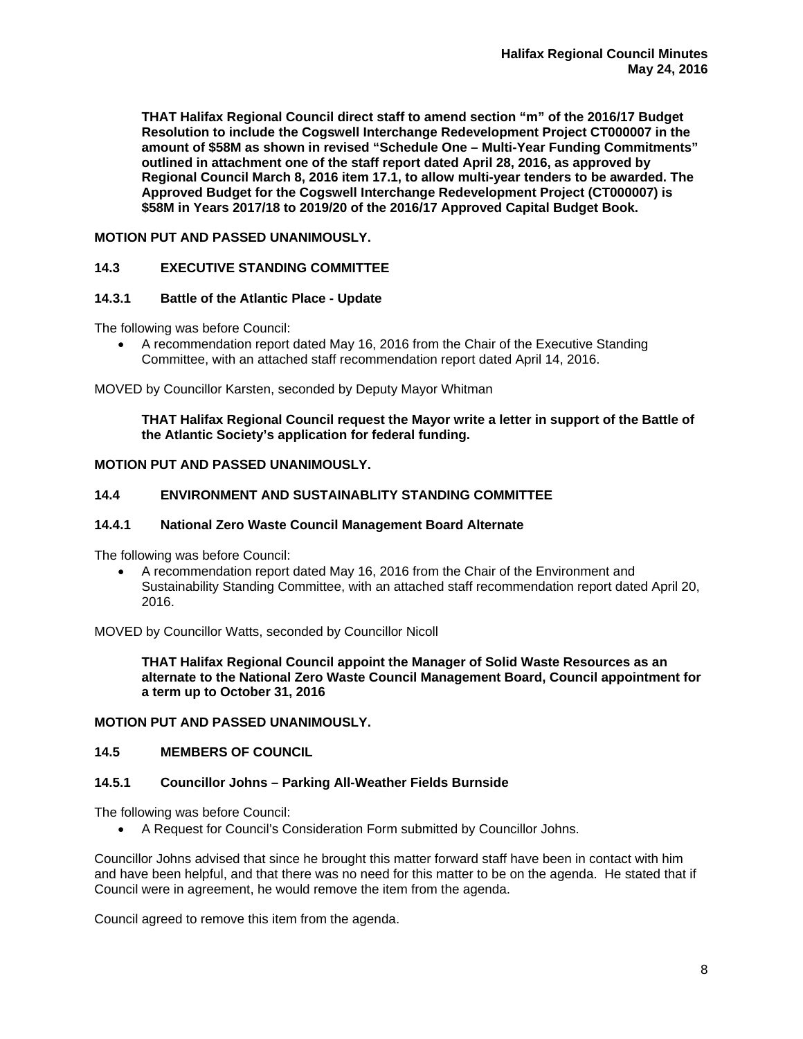**THAT Halifax Regional Council direct staff to amend section "m" of the 2016/17 Budget Resolution to include the Cogswell Interchange Redevelopment Project CT000007 in the amount of $58M as shown in revised "Schedule One – Multi-Year Funding Commitments" outlined in attachment one of the staff report dated April 28, 2016, as approved by Regional Council March 8, 2016 item 17.1, to allow multi-year tenders to be awarded. The Approved Budget for the Cogswell Interchange Redevelopment Project (CT000007) is $58M in Years 2017/18 to 2019/20 of the 2016/17 Approved Capital Budget Book.**

**MOTION PUT AND PASSED UNANIMOUSLY.**

### 14.3 EXECUTIVE STANDING COMMITTEE

#### 14.3.1 Battle of the Atlantic Place - Update

The following was before Council:

- A recommendation report dated May 16, 2016 from the Chair of the Executive Standing Committee, with an attached staff recommendation report dated April 14, 2016.

MOVED by Councillor Karsten, seconded by Deputy Mayor Whitman

**THAT Halifax Regional Council request the Mayor write a letter in support of the Battle of the Atlantic Society's application for federal funding.**

**MOTION PUT AND PASSED UNANIMOUSLY.**

### 14.4 ENVIRONMENT AND SUSTAINABLITY STANDING COMMITTEE

#### 14.4.1 National Zero Waste Council Management Board Alternate

The following was before Council:

- A recommendation report dated May 16, 2016 from the Chair of the Environment and Sustainability Standing Committee, with an attached staff recommendation report dated April 20, 2016.

MOVED by Councillor Watts, seconded by Councillor Nicoll

**THAT Halifax Regional Council appoint the Manager of Solid Waste Resources as an alternate to the National Zero Waste Council Management Board, Council appointment for a term up to October 31, 2016**

**MOTION PUT AND PASSED UNANIMOUSLY.**

### 14.5 MEMBERS OF COUNCIL

#### 14.5.1 Councillor Johns – Parking All-Weather Fields Burnside

The following was before Council:

- A Request for Council's Consideration Form submitted by Councillor Johns.

Councillor Johns advised that since he brought this matter forward staff have been in contact with him and have been helpful, and that there was no need for this matter to be on the agenda. He stated that if Council were in agreement, he would remove the item from the agenda.

Council agreed to remove this item from the agenda.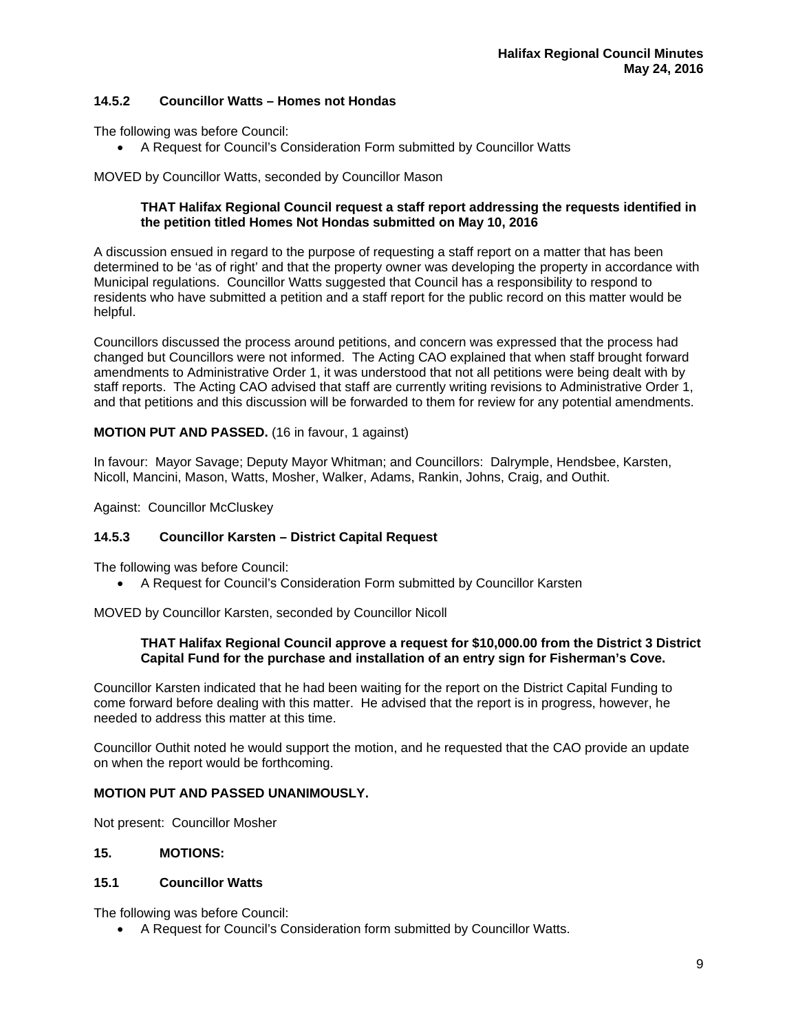### 14.5.2 Councillor Watts – Homes not Hondas

The following was before Council:

- A Request for Council's Consideration Form submitted by Councillor Watts

MOVED by Councillor Watts, seconded by Councillor Mason

> **THAT Halifax Regional Council request a staff report addressing the requests identified in the petition titled Homes Not Hondas submitted on May 10, 2016**

A discussion ensued in regard to the purpose of requesting a staff report on a matter that has been determined to be 'as of right' and that the property owner was developing the property in accordance with Municipal regulations. Councillor Watts suggested that Council has a responsibility to respond to residents who have submitted a petition and a staff report for the public record on this matter would be helpful.

Councillors discussed the process around petitions, and concern was expressed that the process had changed but Councillors were not informed. The Acting CAO explained that when staff brought forward amendments to Administrative Order 1, it was understood that not all petitions were being dealt with by staff reports. The Acting CAO advised that staff are currently writing revisions to Administrative Order 1, and that petitions and this discussion will be forwarded to them for review for any potential amendments.

**MOTION PUT AND PASSED.** (16 in favour, 1 against)

In favour: Mayor Savage; Deputy Mayor Whitman; and Councillors: Dalrymple, Hendsbee, Karsten, Nicoll, Mancini, Mason, Watts, Mosher, Walker, Adams, Rankin, Johns, Craig, and Outhit.

Against: Councillor McCluskey

### 14.5.3 Councillor Karsten – District Capital Request

The following was before Council:

- A Request for Council's Consideration Form submitted by Councillor Karsten

MOVED by Councillor Karsten, seconded by Councillor Nicoll

> **THAT Halifax Regional Council approve a request for $10,000.00 from the District 3 District Capital Fund for the purchase and installation of an entry sign for Fisherman's Cove.**

Councillor Karsten indicated that he had been waiting for the report on the District Capital Funding to come forward before dealing with this matter. He advised that the report is in progress, however, he needed to address this matter at this time.

Councillor Outhit noted he would support the motion, and he requested that the CAO provide an update on when the report would be forthcoming.

**MOTION PUT AND PASSED UNANIMOUSLY.**

Not present: Councillor Mosher

## 15. MOTIONS:

### 15.1 Councillor Watts

The following was before Council:

- A Request for Council's Consideration form submitted by Councillor Watts.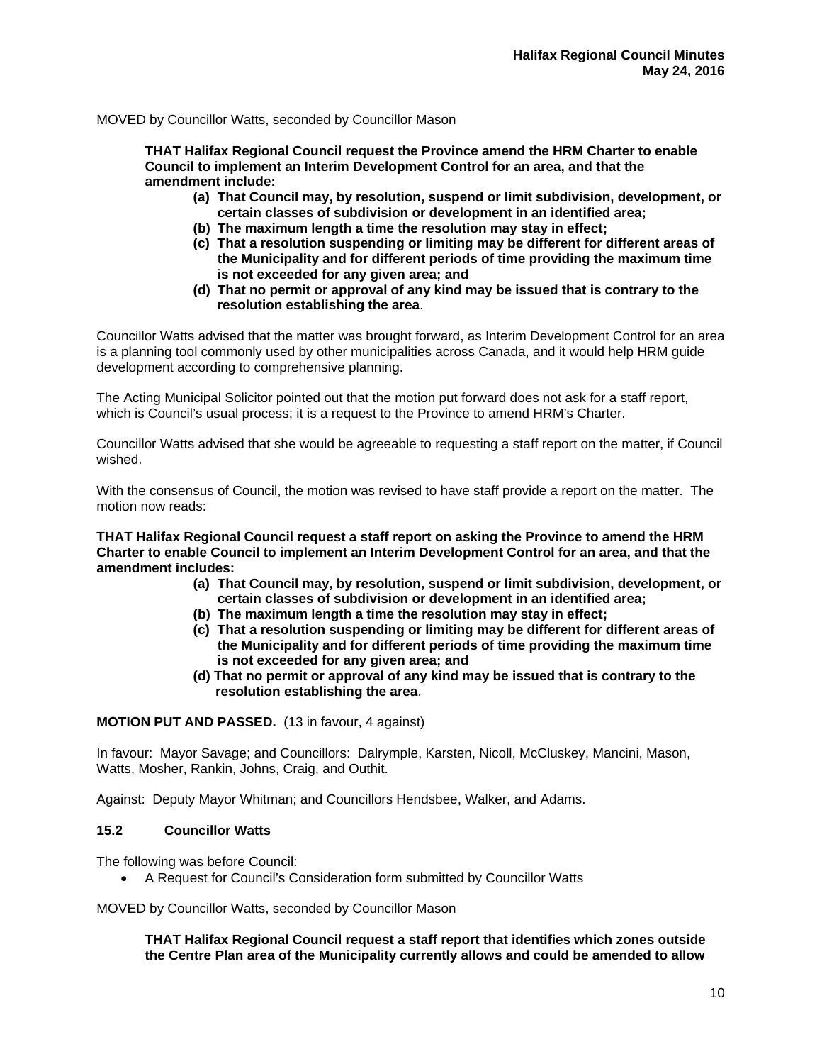MOVED by Councillor Watts, seconded by Councillor Mason

> **THAT Halifax Regional Council request the Province amend the HRM Charter to enable Council to implement an Interim Development Control for an area, and that the amendment include:**
>
> **(a) That Council may, by resolution, suspend or limit subdivision, development, or certain classes of subdivision or development in an identified area;**
> **(b) The maximum length a time the resolution may stay in effect;**
> **(c) That a resolution suspending or limiting may be different for different areas of the Municipality and for different periods of time providing the maximum time is not exceeded for any given area; and**
> **(d) That no permit or approval of any kind may be issued that is contrary to the resolution establishing the area**.

Councillor Watts advised that the matter was brought forward, as Interim Development Control for an area is a planning tool commonly used by other municipalities across Canada, and it would help HRM guide development according to comprehensive planning.

The Acting Municipal Solicitor pointed out that the motion put forward does not ask for a staff report, which is Council's usual process; it is a request to the Province to amend HRM's Charter.

Councillor Watts advised that she would be agreeable to requesting a staff report on the matter, if Council wished.

With the consensus of Council, the motion was revised to have staff provide a report on the matter. The motion now reads:

**THAT Halifax Regional Council request a staff report on asking the Province to amend the HRM Charter to enable Council to implement an Interim Development Control for an area, and that the amendment includes:**

> **(a) That Council may, by resolution, suspend or limit subdivision, development, or certain classes of subdivision or development in an identified area;**
> **(b) The maximum length a time the resolution may stay in effect;**
> **(c) That a resolution suspending or limiting may be different for different areas of the Municipality and for different periods of time providing the maximum time is not exceeded for any given area; and**
> **(d) That no permit or approval of any kind may be issued that is contrary to the resolution establishing the area**.

**MOTION PUT AND PASSED.** (13 in favour, 4 against)

In favour: Mayor Savage; and Councillors: Dalrymple, Karsten, Nicoll, McCluskey, Mancini, Mason, Watts, Mosher, Rankin, Johns, Craig, and Outhit.

Against: Deputy Mayor Whitman; and Councillors Hendsbee, Walker, and Adams.

### 15.2 Councillor Watts

The following was before Council:

- A Request for Council's Consideration form submitted by Councillor Watts

MOVED by Councillor Watts, seconded by Councillor Mason

> **THAT Halifax Regional Council request a staff report that identifies which zones outside the Centre Plan area of the Municipality currently allows and could be amended to allow**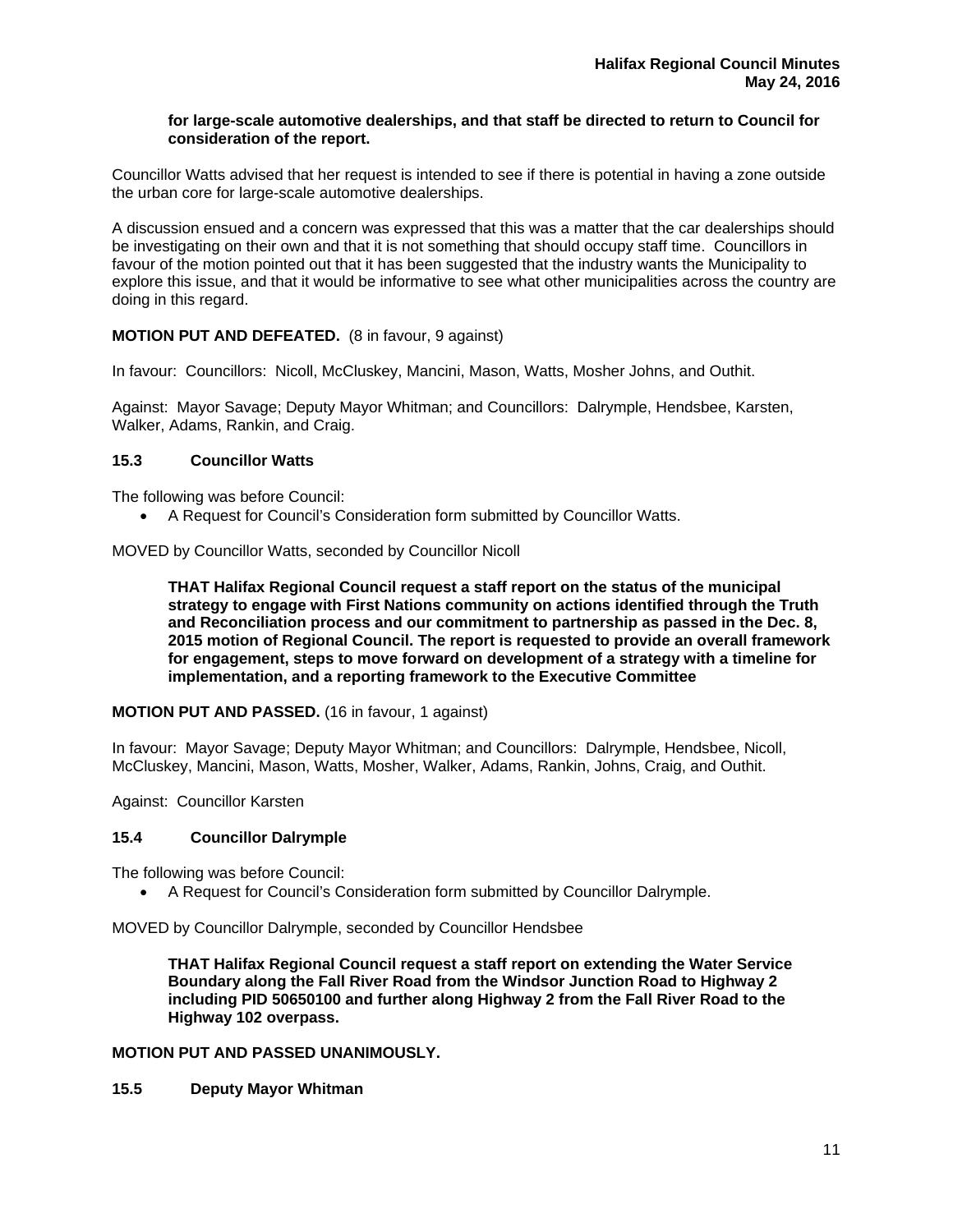**for large-scale automotive dealerships, and that staff be directed to return to Council for consideration of the report.**

Councillor Watts advised that her request is intended to see if there is potential in having a zone outside the urban core for large-scale automotive dealerships.

A discussion ensued and a concern was expressed that this was a matter that the car dealerships should be investigating on their own and that it is not something that should occupy staff time. Councillors in favour of the motion pointed out that it has been suggested that the industry wants the Municipality to explore this issue, and that it would be informative to see what other municipalities across the country are doing in this regard.

**MOTION PUT AND DEFEATED.** (8 in favour, 9 against)

In favour: Councillors: Nicoll, McCluskey, Mancini, Mason, Watts, Mosher Johns, and Outhit.

Against: Mayor Savage; Deputy Mayor Whitman; and Councillors: Dalrymple, Hendsbee, Karsten, Walker, Adams, Rankin, and Craig.

### 15.3 Councillor Watts

The following was before Council:

- A Request for Council's Consideration form submitted by Councillor Watts.

MOVED by Councillor Watts, seconded by Councillor Nicoll

**THAT Halifax Regional Council request a staff report on the status of the municipal strategy to engage with First Nations community on actions identified through the Truth and Reconciliation process and our commitment to partnership as passed in the Dec. 8, 2015 motion of Regional Council. The report is requested to provide an overall framework for engagement, steps to move forward on development of a strategy with a timeline for implementation, and a reporting framework to the Executive Committee**

**MOTION PUT AND PASSED.** (16 in favour, 1 against)

In favour: Mayor Savage; Deputy Mayor Whitman; and Councillors: Dalrymple, Hendsbee, Nicoll, McCluskey, Mancini, Mason, Watts, Mosher, Walker, Adams, Rankin, Johns, Craig, and Outhit.

Against: Councillor Karsten

### 15.4 Councillor Dalrymple

The following was before Council:

- A Request for Council's Consideration form submitted by Councillor Dalrymple.

MOVED by Councillor Dalrymple, seconded by Councillor Hendsbee

**THAT Halifax Regional Council request a staff report on extending the Water Service Boundary along the Fall River Road from the Windsor Junction Road to Highway 2 including PID 50650100 and further along Highway 2 from the Fall River Road to the Highway 102 overpass.**

**MOTION PUT AND PASSED UNANIMOUSLY.**

### 15.5 Deputy Mayor Whitman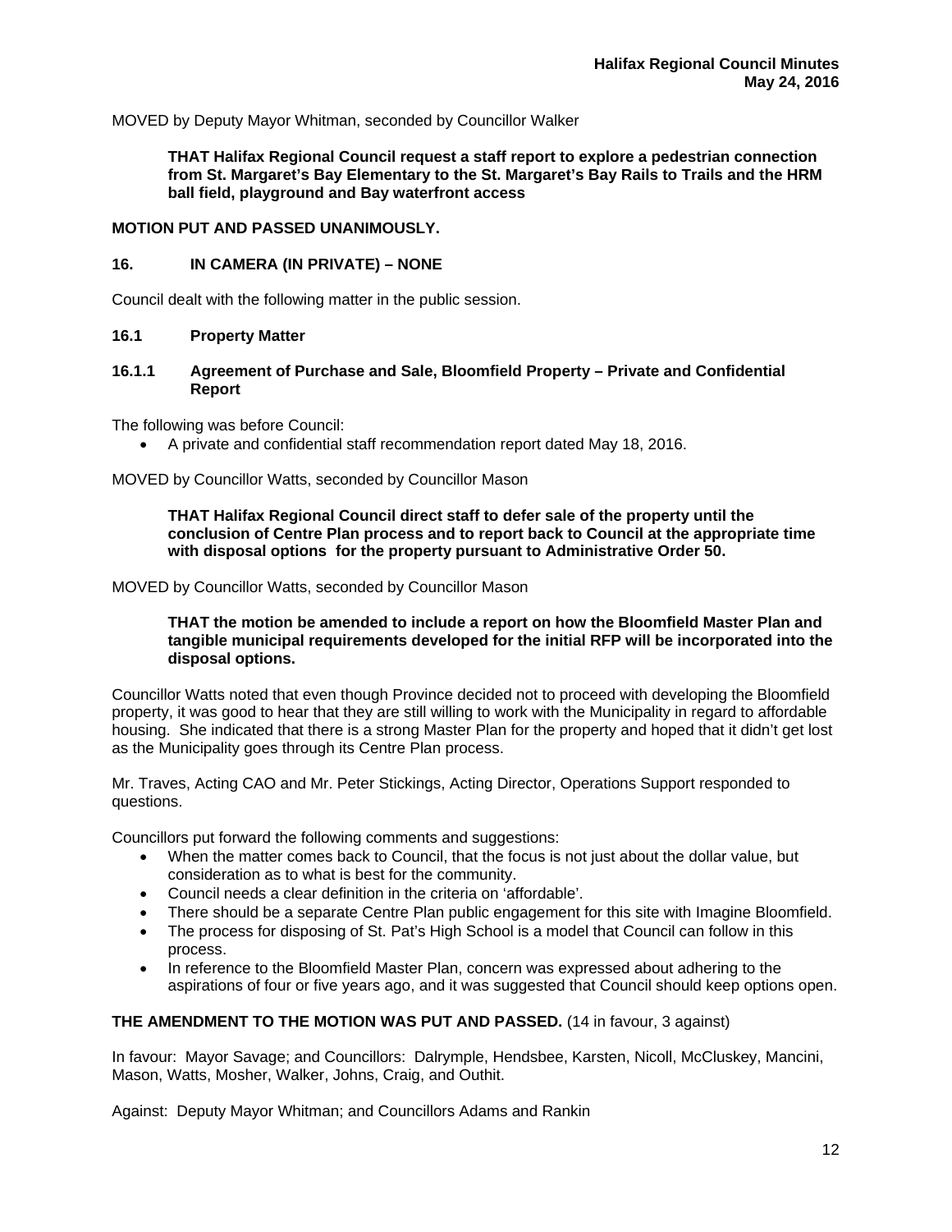MOVED by Deputy Mayor Whitman, seconded by Councillor Walker

> **THAT Halifax Regional Council request a staff report to explore a pedestrian connection from St. Margaret's Bay Elementary to the St. Margaret's Bay Rails to Trails and the HRM ball field, playground and Bay waterfront access**

**MOTION PUT AND PASSED UNANIMOUSLY.**

## 16. IN CAMERA (IN PRIVATE) – NONE

Council dealt with the following matter in the public session.

### 16.1 Property Matter

#### 16.1.1 Agreement of Purchase and Sale, Bloomfield Property – Private and Confidential Report

The following was before Council:

- A private and confidential staff recommendation report dated May 18, 2016.

MOVED by Councillor Watts, seconded by Councillor Mason

> **THAT Halifax Regional Council direct staff to defer sale of the property until the conclusion of Centre Plan process and to report back to Council at the appropriate time with disposal options for the property pursuant to Administrative Order 50.**

MOVED by Councillor Watts, seconded by Councillor Mason

> **THAT the motion be amended to include a report on how the Bloomfield Master Plan and tangible municipal requirements developed for the initial RFP will be incorporated into the disposal options.**

Councillor Watts noted that even though Province decided not to proceed with developing the Bloomfield property, it was good to hear that they are still willing to work with the Municipality in regard to affordable housing. She indicated that there is a strong Master Plan for the property and hoped that it didn't get lost as the Municipality goes through its Centre Plan process.

Mr. Traves, Acting CAO and Mr. Peter Stickings, Acting Director, Operations Support responded to questions.

Councillors put forward the following comments and suggestions:

- When the matter comes back to Council, that the focus is not just about the dollar value, but consideration as to what is best for the community.
- Council needs a clear definition in the criteria on 'affordable'.
- There should be a separate Centre Plan public engagement for this site with Imagine Bloomfield.
- The process for disposing of St. Pat's High School is a model that Council can follow in this process.
- In reference to the Bloomfield Master Plan, concern was expressed about adhering to the aspirations of four or five years ago, and it was suggested that Council should keep options open.

**THE AMENDMENT TO THE MOTION WAS PUT AND PASSED.** (14 in favour, 3 against)

In favour: Mayor Savage; and Councillors: Dalrymple, Hendsbee, Karsten, Nicoll, McCluskey, Mancini, Mason, Watts, Mosher, Walker, Johns, Craig, and Outhit.

Against: Deputy Mayor Whitman; and Councillors Adams and Rankin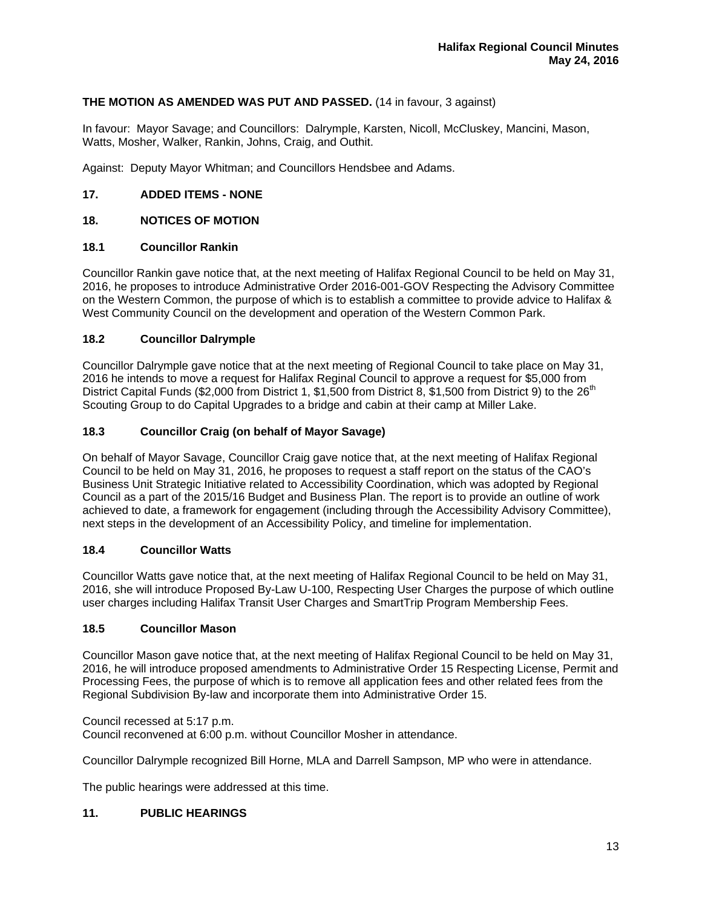**THE MOTION AS AMENDED WAS PUT AND PASSED.** (14 in favour, 3 against)

In favour: Mayor Savage; and Councillors: Dalrymple, Karsten, Nicoll, McCluskey, Mancini, Mason, Watts, Mosher, Walker, Rankin, Johns, Craig, and Outhit.

Against: Deputy Mayor Whitman; and Councillors Hendsbee and Adams.

## 17. ADDED ITEMS - NONE

## 18. NOTICES OF MOTION

### 18.1 Councillor Rankin

Councillor Rankin gave notice that, at the next meeting of Halifax Regional Council to be held on May 31, 2016, he proposes to introduce Administrative Order 2016-001-GOV Respecting the Advisory Committee on the Western Common, the purpose of which is to establish a committee to provide advice to Halifax & West Community Council on the development and operation of the Western Common Park.

### 18.2 Councillor Dalrymple

Councillor Dalrymple gave notice that at the next meeting of Regional Council to take place on May 31, 2016 he intends to move a request for Halifax Reginal Council to approve a request for $5,000 from District Capital Funds ($2,000 from District 1, $1,500 from District 8, $1,500 from District 9) to the 26th Scouting Group to do Capital Upgrades to a bridge and cabin at their camp at Miller Lake.

### 18.3 Councillor Craig (on behalf of Mayor Savage)

On behalf of Mayor Savage, Councillor Craig gave notice that, at the next meeting of Halifax Regional Council to be held on May 31, 2016, he proposes to request a staff report on the status of the CAO's Business Unit Strategic Initiative related to Accessibility Coordination, which was adopted by Regional Council as a part of the 2015/16 Budget and Business Plan. The report is to provide an outline of work achieved to date, a framework for engagement (including through the Accessibility Advisory Committee), next steps in the development of an Accessibility Policy, and timeline for implementation.

### 18.4 Councillor Watts

Councillor Watts gave notice that, at the next meeting of Halifax Regional Council to be held on May 31, 2016, she will introduce Proposed By-Law U-100, Respecting User Charges the purpose of which outline user charges including Halifax Transit User Charges and SmartTrip Program Membership Fees.

### 18.5 Councillor Mason

Councillor Mason gave notice that, at the next meeting of Halifax Regional Council to be held on May 31, 2016, he will introduce proposed amendments to Administrative Order 15 Respecting License, Permit and Processing Fees, the purpose of which is to remove all application fees and other related fees from the Regional Subdivision By-law and incorporate them into Administrative Order 15.

Council recessed at 5:17 p.m.
Council reconvened at 6:00 p.m. without Councillor Mosher in attendance.

Councillor Dalrymple recognized Bill Horne, MLA and Darrell Sampson, MP who were in attendance.

The public hearings were addressed at this time.

## 11. PUBLIC HEARINGS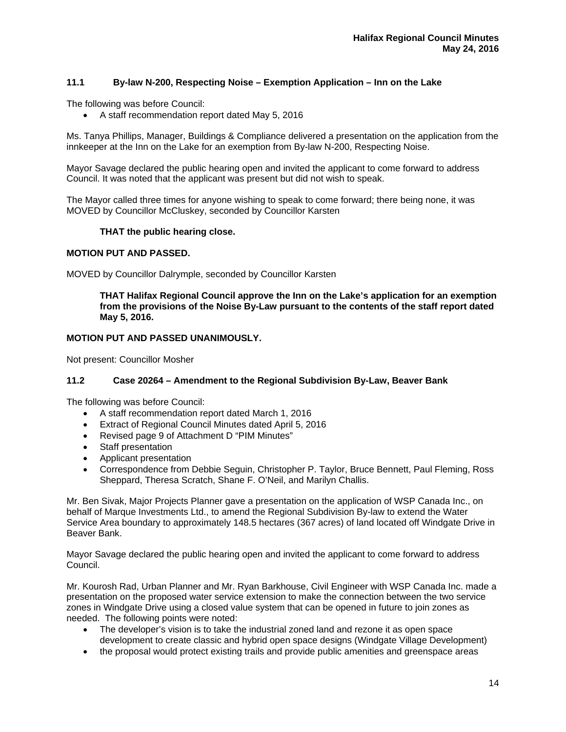### 11.1 By-law N-200, Respecting Noise – Exemption Application – Inn on the Lake

The following was before Council:

- A staff recommendation report dated May 5, 2016

Ms. Tanya Phillips, Manager, Buildings & Compliance delivered a presentation on the application from the innkeeper at the Inn on the Lake for an exemption from By-law N-200, Respecting Noise.

Mayor Savage declared the public hearing open and invited the applicant to come forward to address Council. It was noted that the applicant was present but did not wish to speak.

The Mayor called three times for anyone wishing to speak to come forward; there being none, it was MOVED by Councillor McCluskey, seconded by Councillor Karsten

> **THAT the public hearing close.**

**MOTION PUT AND PASSED.**

MOVED by Councillor Dalrymple, seconded by Councillor Karsten

> **THAT Halifax Regional Council approve the Inn on the Lake's application for an exemption from the provisions of the Noise By-Law pursuant to the contents of the staff report dated May 5, 2016.**

**MOTION PUT AND PASSED UNANIMOUSLY.**

Not present: Councillor Mosher

### 11.2 Case 20264 – Amendment to the Regional Subdivision By-Law, Beaver Bank

The following was before Council:

- A staff recommendation report dated March 1, 2016
- Extract of Regional Council Minutes dated April 5, 2016
- Revised page 9 of Attachment D "PIM Minutes"
- Staff presentation
- Applicant presentation
- Correspondence from Debbie Seguin, Christopher P. Taylor, Bruce Bennett, Paul Fleming, Ross Sheppard, Theresa Scratch, Shane F. O'Neil, and Marilyn Challis.

Mr. Ben Sivak, Major Projects Planner gave a presentation on the application of WSP Canada Inc., on behalf of Marque Investments Ltd., to amend the Regional Subdivision By-law to extend the Water Service Area boundary to approximately 148.5 hectares (367 acres) of land located off Windgate Drive in Beaver Bank.

Mayor Savage declared the public hearing open and invited the applicant to come forward to address Council.

Mr. Kourosh Rad, Urban Planner and Mr. Ryan Barkhouse, Civil Engineer with WSP Canada Inc. made a presentation on the proposed water service extension to make the connection between the two service zones in Windgate Drive using a closed value system that can be opened in future to join zones as needed. The following points were noted:

- The developer's vision is to take the industrial zoned land and rezone it as open space development to create classic and hybrid open space designs (Windgate Village Development)
- the proposal would protect existing trails and provide public amenities and greenspace areas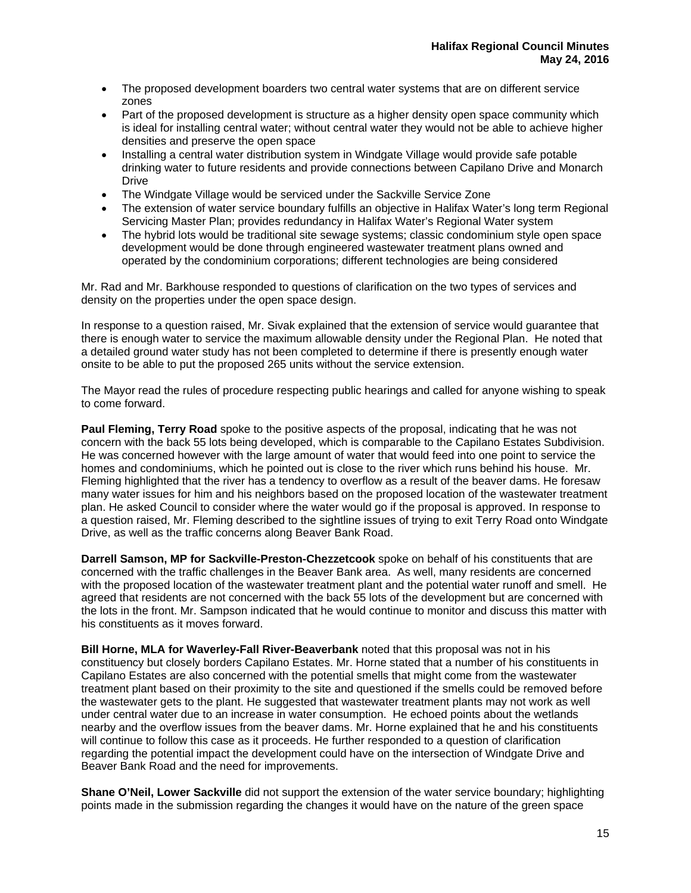- The proposed development boarders two central water systems that are on different service zones
- Part of the proposed development is structure as a higher density open space community which is ideal for installing central water; without central water they would not be able to achieve higher densities and preserve the open space
- Installing a central water distribution system in Windgate Village would provide safe potable drinking water to future residents and provide connections between Capilano Drive and Monarch Drive
- The Windgate Village would be serviced under the Sackville Service Zone
- The extension of water service boundary fulfills an objective in Halifax Water's long term Regional Servicing Master Plan; provides redundancy in Halifax Water's Regional Water system
- The hybrid lots would be traditional site sewage systems; classic condominium style open space development would be done through engineered wastewater treatment plans owned and operated by the condominium corporations; different technologies are being considered

Mr. Rad and Mr. Barkhouse responded to questions of clarification on the two types of services and density on the properties under the open space design.

In response to a question raised, Mr. Sivak explained that the extension of service would guarantee that there is enough water to service the maximum allowable density under the Regional Plan. He noted that a detailed ground water study has not been completed to determine if there is presently enough water onsite to be able to put the proposed 265 units without the service extension.

The Mayor read the rules of procedure respecting public hearings and called for anyone wishing to speak to come forward.

**Paul Fleming, Terry Road** spoke to the positive aspects of the proposal, indicating that he was not concern with the back 55 lots being developed, which is comparable to the Capilano Estates Subdivision. He was concerned however with the large amount of water that would feed into one point to service the homes and condominiums, which he pointed out is close to the river which runs behind his house. Mr. Fleming highlighted that the river has a tendency to overflow as a result of the beaver dams. He foresaw many water issues for him and his neighbors based on the proposed location of the wastewater treatment plan. He asked Council to consider where the water would go if the proposal is approved. In response to a question raised, Mr. Fleming described to the sightline issues of trying to exit Terry Road onto Windgate Drive, as well as the traffic concerns along Beaver Bank Road.

**Darrell Samson, MP for Sackville-Preston-Chezzetcook** spoke on behalf of his constituents that are concerned with the traffic challenges in the Beaver Bank area. As well, many residents are concerned with the proposed location of the wastewater treatment plant and the potential water runoff and smell. He agreed that residents are not concerned with the back 55 lots of the development but are concerned with the lots in the front. Mr. Sampson indicated that he would continue to monitor and discuss this matter with his constituents as it moves forward.

**Bill Horne, MLA for Waverley-Fall River-Beaverbank** noted that this proposal was not in his constituency but closely borders Capilano Estates. Mr. Horne stated that a number of his constituents in Capilano Estates are also concerned with the potential smells that might come from the wastewater treatment plant based on their proximity to the site and questioned if the smells could be removed before the wastewater gets to the plant. He suggested that wastewater treatment plants may not work as well under central water due to an increase in water consumption. He echoed points about the wetlands nearby and the overflow issues from the beaver dams. Mr. Horne explained that he and his constituents will continue to follow this case as it proceeds. He further responded to a question of clarification regarding the potential impact the development could have on the intersection of Windgate Drive and Beaver Bank Road and the need for improvements.

**Shane O'Neil, Lower Sackville** did not support the extension of the water service boundary; highlighting points made in the submission regarding the changes it would have on the nature of the green space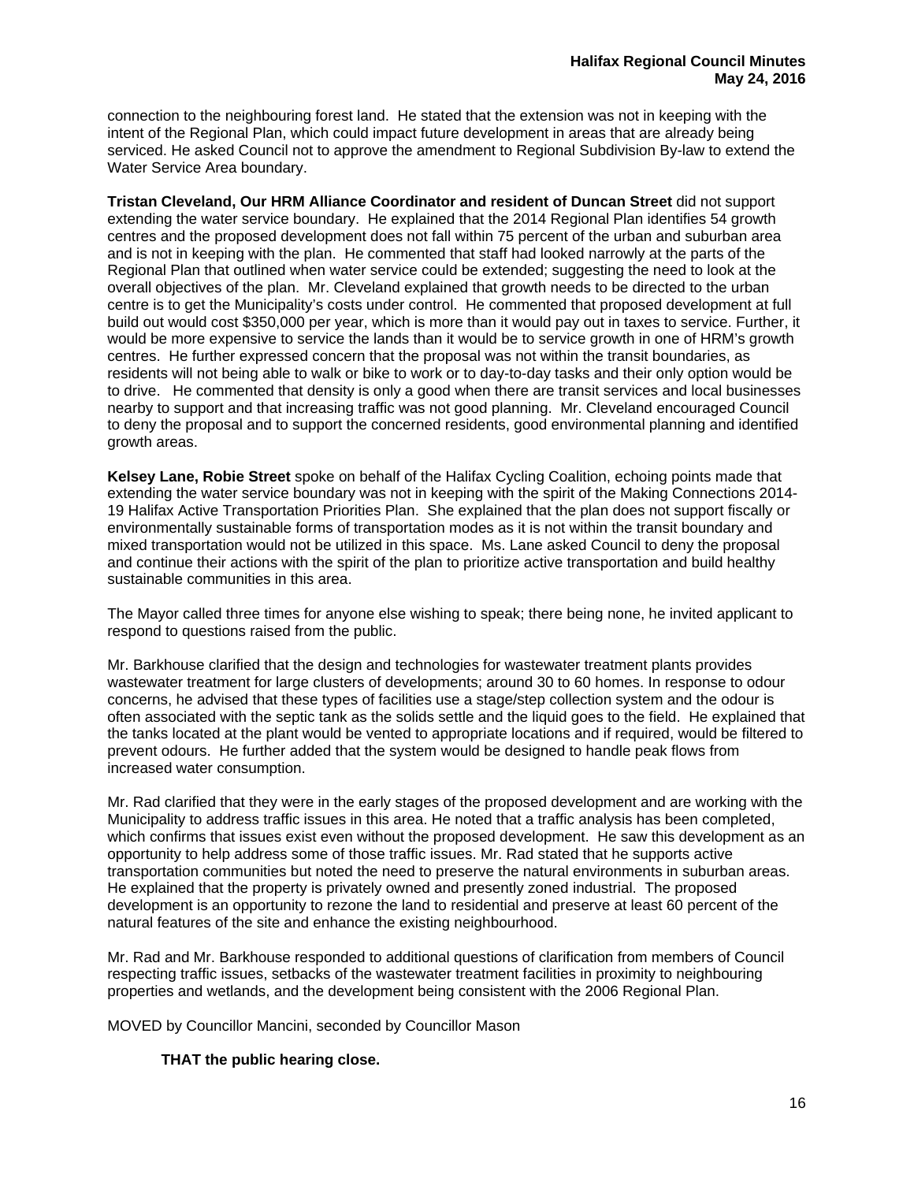connection to the neighbouring forest land. He stated that the extension was not in keeping with the intent of the Regional Plan, which could impact future development in areas that are already being serviced. He asked Council not to approve the amendment to Regional Subdivision By-law to extend the Water Service Area boundary.

**Tristan Cleveland, Our HRM Alliance Coordinator and resident of Duncan Street** did not support extending the water service boundary. He explained that the 2014 Regional Plan identifies 54 growth centres and the proposed development does not fall within 75 percent of the urban and suburban area and is not in keeping with the plan. He commented that staff had looked narrowly at the parts of the Regional Plan that outlined when water service could be extended; suggesting the need to look at the overall objectives of the plan. Mr. Cleveland explained that growth needs to be directed to the urban centre is to get the Municipality's costs under control. He commented that proposed development at full build out would cost $350,000 per year, which is more than it would pay out in taxes to service. Further, it would be more expensive to service the lands than it would be to service growth in one of HRM's growth centres. He further expressed concern that the proposal was not within the transit boundaries, as residents will not being able to walk or bike to work or to day-to-day tasks and their only option would be to drive. He commented that density is only a good when there are transit services and local businesses nearby to support and that increasing traffic was not good planning. Mr. Cleveland encouraged Council to deny the proposal and to support the concerned residents, good environmental planning and identified growth areas.

**Kelsey Lane, Robie Street** spoke on behalf of the Halifax Cycling Coalition, echoing points made that extending the water service boundary was not in keeping with the spirit of the Making Connections 2014-19 Halifax Active Transportation Priorities Plan. She explained that the plan does not support fiscally or environmentally sustainable forms of transportation modes as it is not within the transit boundary and mixed transportation would not be utilized in this space. Ms. Lane asked Council to deny the proposal and continue their actions with the spirit of the plan to prioritize active transportation and build healthy sustainable communities in this area.

The Mayor called three times for anyone else wishing to speak; there being none, he invited applicant to respond to questions raised from the public.

Mr. Barkhouse clarified that the design and technologies for wastewater treatment plants provides wastewater treatment for large clusters of developments; around 30 to 60 homes. In response to odour concerns, he advised that these types of facilities use a stage/step collection system and the odour is often associated with the septic tank as the solids settle and the liquid goes to the field. He explained that the tanks located at the plant would be vented to appropriate locations and if required, would be filtered to prevent odours. He further added that the system would be designed to handle peak flows from increased water consumption.

Mr. Rad clarified that they were in the early stages of the proposed development and are working with the Municipality to address traffic issues in this area. He noted that a traffic analysis has been completed, which confirms that issues exist even without the proposed development. He saw this development as an opportunity to help address some of those traffic issues. Mr. Rad stated that he supports active transportation communities but noted the need to preserve the natural environments in suburban areas. He explained that the property is privately owned and presently zoned industrial. The proposed development is an opportunity to rezone the land to residential and preserve at least 60 percent of the natural features of the site and enhance the existing neighbourhood.

Mr. Rad and Mr. Barkhouse responded to additional questions of clarification from members of Council respecting traffic issues, setbacks of the wastewater treatment facilities in proximity to neighbouring properties and wetlands, and the development being consistent with the 2006 Regional Plan.

MOVED by Councillor Mancini, seconded by Councillor Mason

**THAT the public hearing close.**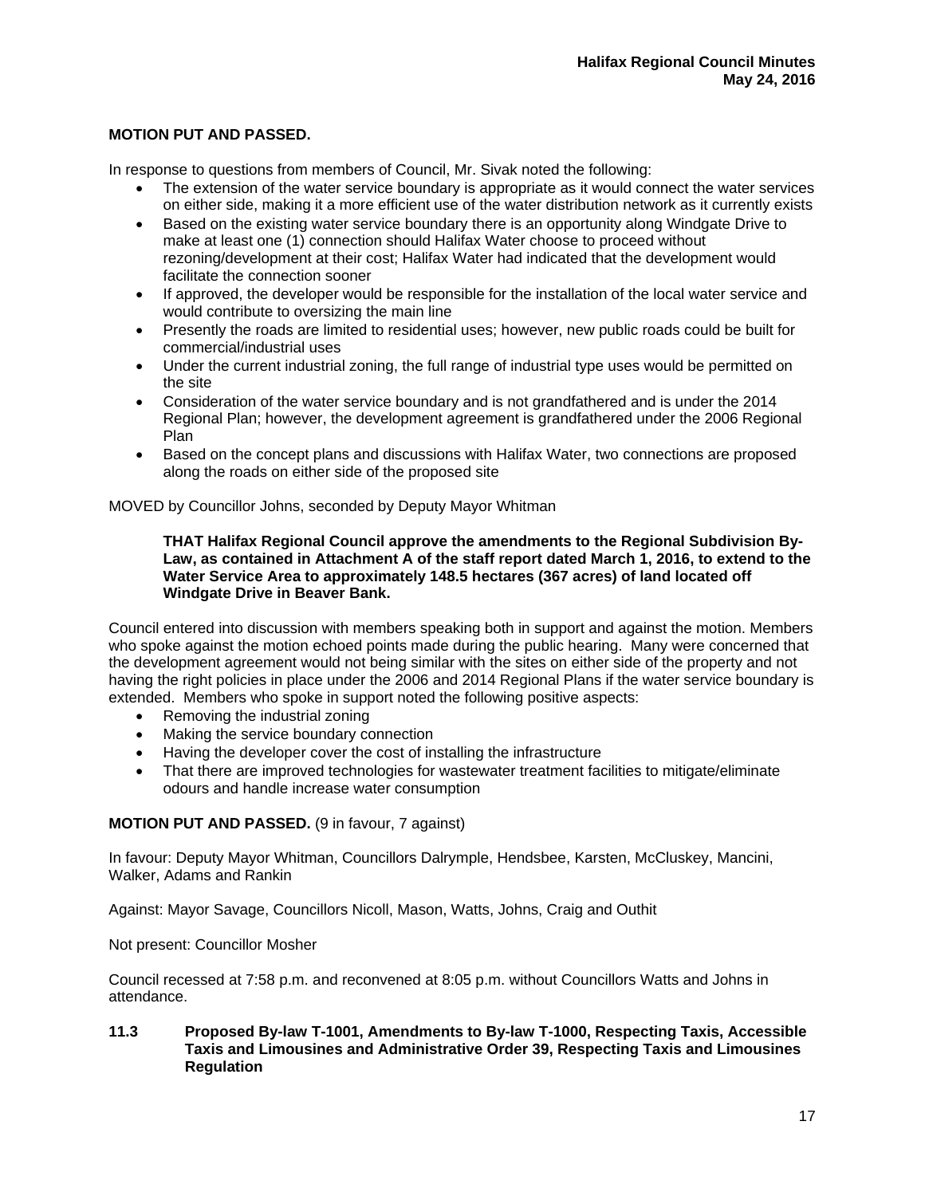**MOTION PUT AND PASSED.**

In response to questions from members of Council, Mr. Sivak noted the following:

- The extension of the water service boundary is appropriate as it would connect the water services on either side, making it a more efficient use of the water distribution network as it currently exists
- Based on the existing water service boundary there is an opportunity along Windgate Drive to make at least one (1) connection should Halifax Water choose to proceed without rezoning/development at their cost; Halifax Water had indicated that the development would facilitate the connection sooner
- If approved, the developer would be responsible for the installation of the local water service and would contribute to oversizing the main line
- Presently the roads are limited to residential uses; however, new public roads could be built for commercial/industrial uses
- Under the current industrial zoning, the full range of industrial type uses would be permitted on the site
- Consideration of the water service boundary and is not grandfathered and is under the 2014 Regional Plan; however, the development agreement is grandfathered under the 2006 Regional Plan
- Based on the concept plans and discussions with Halifax Water, two connections are proposed along the roads on either side of the proposed site

MOVED by Councillor Johns, seconded by Deputy Mayor Whitman

> **THAT Halifax Regional Council approve the amendments to the Regional Subdivision By-Law, as contained in Attachment A of the staff report dated March 1, 2016, to extend to the Water Service Area to approximately 148.5 hectares (367 acres) of land located off Windgate Drive in Beaver Bank.**

Council entered into discussion with members speaking both in support and against the motion. Members who spoke against the motion echoed points made during the public hearing. Many were concerned that the development agreement would not being similar with the sites on either side of the property and not having the right policies in place under the 2006 and 2014 Regional Plans if the water service boundary is extended. Members who spoke in support noted the following positive aspects:

- Removing the industrial zoning
- Making the service boundary connection
- Having the developer cover the cost of installing the infrastructure
- That there are improved technologies for wastewater treatment facilities to mitigate/eliminate odours and handle increase water consumption

**MOTION PUT AND PASSED.** (9 in favour, 7 against)

In favour: Deputy Mayor Whitman, Councillors Dalrymple, Hendsbee, Karsten, McCluskey, Mancini, Walker, Adams and Rankin

Against: Mayor Savage, Councillors Nicoll, Mason, Watts, Johns, Craig and Outhit

Not present: Councillor Mosher

Council recessed at 7:58 p.m. and reconvened at 8:05 p.m. without Councillors Watts and Johns in attendance.

### 11.3 Proposed By-law T-1001, Amendments to By-law T-1000, Respecting Taxis, Accessible Taxis and Limousines and Administrative Order 39, Respecting Taxis and Limousines Regulation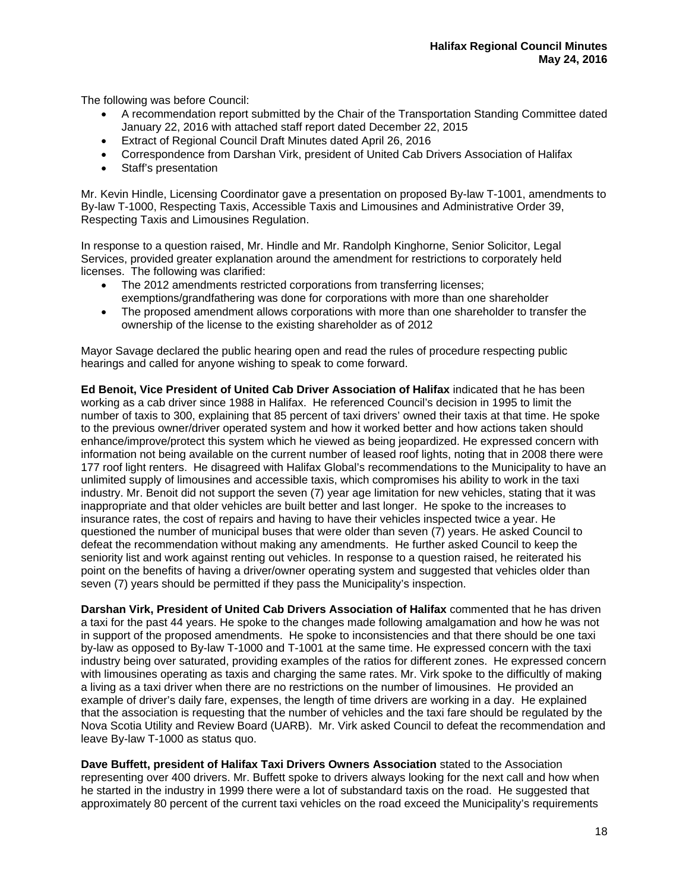The following was before Council:

- A recommendation report submitted by the Chair of the Transportation Standing Committee dated January 22, 2016 with attached staff report dated December 22, 2015
- Extract of Regional Council Draft Minutes dated April 26, 2016
- Correspondence from Darshan Virk, president of United Cab Drivers Association of Halifax
- Staff's presentation

Mr. Kevin Hindle, Licensing Coordinator gave a presentation on proposed By-law T-1001, amendments to By-law T-1000, Respecting Taxis, Accessible Taxis and Limousines and Administrative Order 39, Respecting Taxis and Limousines Regulation.

In response to a question raised, Mr. Hindle and Mr. Randolph Kinghorne, Senior Solicitor, Legal Services, provided greater explanation around the amendment for restrictions to corporately held licenses. The following was clarified:

- The 2012 amendments restricted corporations from transferring licenses; exemptions/grandfathering was done for corporations with more than one shareholder
- The proposed amendment allows corporations with more than one shareholder to transfer the ownership of the license to the existing shareholder as of 2012

Mayor Savage declared the public hearing open and read the rules of procedure respecting public hearings and called for anyone wishing to speak to come forward.

**Ed Benoit, Vice President of United Cab Driver Association of Halifax** indicated that he has been working as a cab driver since 1988 in Halifax. He referenced Council's decision in 1995 to limit the number of taxis to 300, explaining that 85 percent of taxi drivers' owned their taxis at that time. He spoke to the previous owner/driver operated system and how it worked better and how actions taken should enhance/improve/protect this system which he viewed as being jeopardized. He expressed concern with information not being available on the current number of leased roof lights, noting that in 2008 there were 177 roof light renters. He disagreed with Halifax Global's recommendations to the Municipality to have an unlimited supply of limousines and accessible taxis, which compromises his ability to work in the taxi industry. Mr. Benoit did not support the seven (7) year age limitation for new vehicles, stating that it was inappropriate and that older vehicles are built better and last longer. He spoke to the increases to insurance rates, the cost of repairs and having to have their vehicles inspected twice a year. He questioned the number of municipal buses that were older than seven (7) years. He asked Council to defeat the recommendation without making any amendments. He further asked Council to keep the seniority list and work against renting out vehicles. In response to a question raised, he reiterated his point on the benefits of having a driver/owner operating system and suggested that vehicles older than seven (7) years should be permitted if they pass the Municipality's inspection.

**Darshan Virk, President of United Cab Drivers Association of Halifax** commented that he has driven a taxi for the past 44 years. He spoke to the changes made following amalgamation and how he was not in support of the proposed amendments. He spoke to inconsistencies and that there should be one taxi by-law as opposed to By-law T-1000 and T-1001 at the same time. He expressed concern with the taxi industry being over saturated, providing examples of the ratios for different zones. He expressed concern with limousines operating as taxis and charging the same rates. Mr. Virk spoke to the difficultly of making a living as a taxi driver when there are no restrictions on the number of limousines. He provided an example of driver's daily fare, expenses, the length of time drivers are working in a day. He explained that the association is requesting that the number of vehicles and the taxi fare should be regulated by the Nova Scotia Utility and Review Board (UARB). Mr. Virk asked Council to defeat the recommendation and leave By-law T-1000 as status quo.

**Dave Buffett, president of Halifax Taxi Drivers Owners Association** stated to the Association representing over 400 drivers. Mr. Buffett spoke to drivers always looking for the next call and how when he started in the industry in 1999 there were a lot of substandard taxis on the road. He suggested that approximately 80 percent of the current taxi vehicles on the road exceed the Municipality's requirements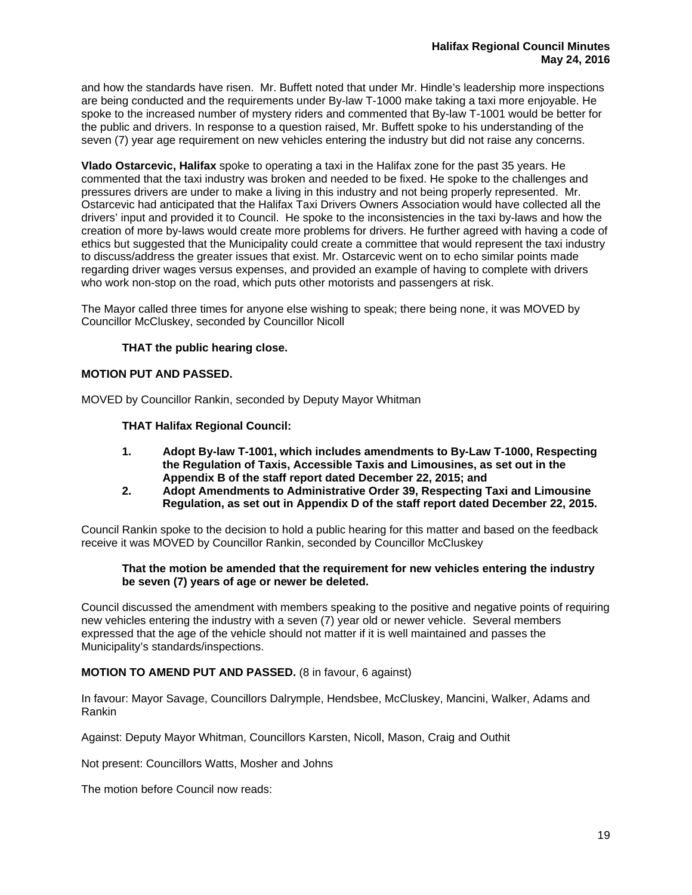and how the standards have risen. Mr. Buffett noted that under Mr. Hindle's leadership more inspections are being conducted and the requirements under By-law T-1000 make taking a taxi more enjoyable. He spoke to the increased number of mystery riders and commented that By-law T-1001 would be better for the public and drivers. In response to a question raised, Mr. Buffett spoke to his understanding of the seven (7) year age requirement on new vehicles entering the industry but did not raise any concerns.

**Vlado Ostarcevic, Halifax** spoke to operating a taxi in the Halifax zone for the past 35 years. He commented that the taxi industry was broken and needed to be fixed. He spoke to the challenges and pressures drivers are under to make a living in this industry and not being properly represented. Mr. Ostarcevic had anticipated that the Halifax Taxi Drivers Owners Association would have collected all the drivers' input and provided it to Council. He spoke to the inconsistencies in the taxi by-laws and how the creation of more by-laws would create more problems for drivers. He further agreed with having a code of ethics but suggested that the Municipality could create a committee that would represent the taxi industry to discuss/address the greater issues that exist. Mr. Ostarcevic went on to echo similar points made regarding driver wages versus expenses, and provided an example of having to complete with drivers who work non-stop on the road, which puts other motorists and passengers at risk.

The Mayor called three times for anyone else wishing to speak; there being none, it was MOVED by Councillor McCluskey, seconded by Councillor Nicoll

> **THAT the public hearing close.**

**MOTION PUT AND PASSED.**

MOVED by Councillor Rankin, seconded by Deputy Mayor Whitman

> **THAT Halifax Regional Council:**
>
> **1. Adopt By-law T-1001, which includes amendments to By-Law T-1000, Respecting the Regulation of Taxis, Accessible Taxis and Limousines, as set out in the Appendix B of the staff report dated December 22, 2015; and**
>
> **2. Adopt Amendments to Administrative Order 39, Respecting Taxi and Limousine Regulation, as set out in Appendix D of the staff report dated December 22, 2015.**

Council Rankin spoke to the decision to hold a public hearing for this matter and based on the feedback receive it was MOVED by Councillor Rankin, seconded by Councillor McCluskey

> **That the motion be amended that the requirement for new vehicles entering the industry be seven (7) years of age or newer be deleted.**

Council discussed the amendment with members speaking to the positive and negative points of requiring new vehicles entering the industry with a seven (7) year old or newer vehicle. Several members expressed that the age of the vehicle should not matter if it is well maintained and passes the Municipality's standards/inspections.

**MOTION TO AMEND PUT AND PASSED.** (8 in favour, 6 against)

In favour: Mayor Savage, Councillors Dalrymple, Hendsbee, McCluskey, Mancini, Walker, Adams and Rankin

Against: Deputy Mayor Whitman, Councillors Karsten, Nicoll, Mason, Craig and Outhit

Not present: Councillors Watts, Mosher and Johns

The motion before Council now reads: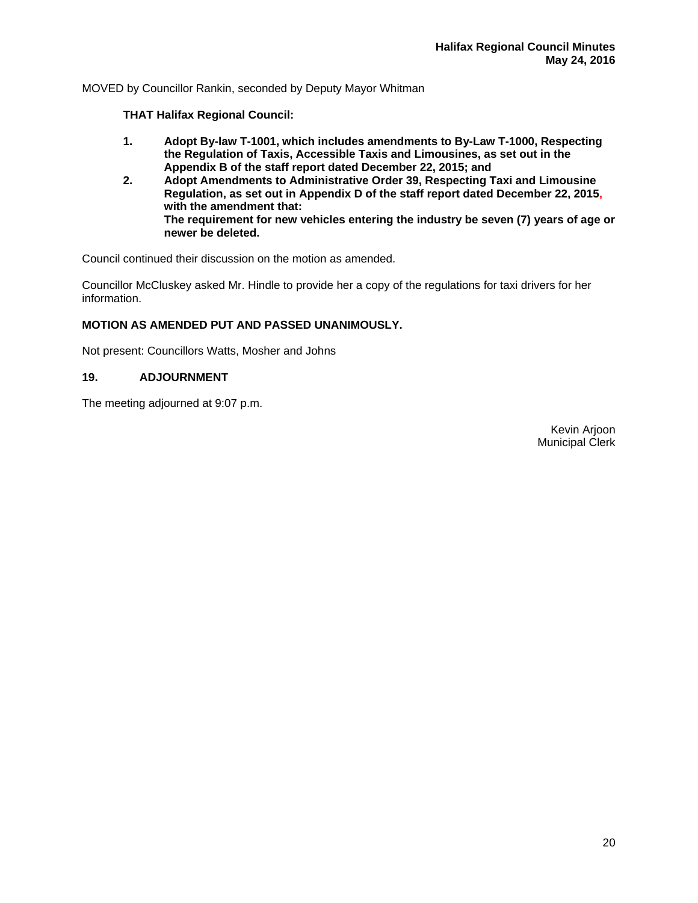MOVED by Councillor Rankin, seconded by Deputy Mayor Whitman

**THAT Halifax Regional Council:**

1. **Adopt By-law T-1001, which includes amendments to By-Law T-1000, Respecting the Regulation of Taxis, Accessible Taxis and Limousines, as set out in the Appendix B of the staff report dated December 22, 2015; and**
2. **Adopt Amendments to Administrative Order 39, Respecting Taxi and Limousine Regulation, as set out in Appendix D of the staff report dated December 22, 2015, with the amendment that:**
   **The requirement for new vehicles entering the industry be seven (7) years of age or newer be deleted.**

Council continued their discussion on the motion as amended.

Councillor McCluskey asked Mr. Hindle to provide her a copy of the regulations for taxi drivers for her information.

**MOTION AS AMENDED PUT AND PASSED UNANIMOUSLY.**

Not present: Councillors Watts, Mosher and Johns

## 19. ADJOURNMENT

The meeting adjourned at 9:07 p.m.

Kevin Arjoon
Municipal Clerk